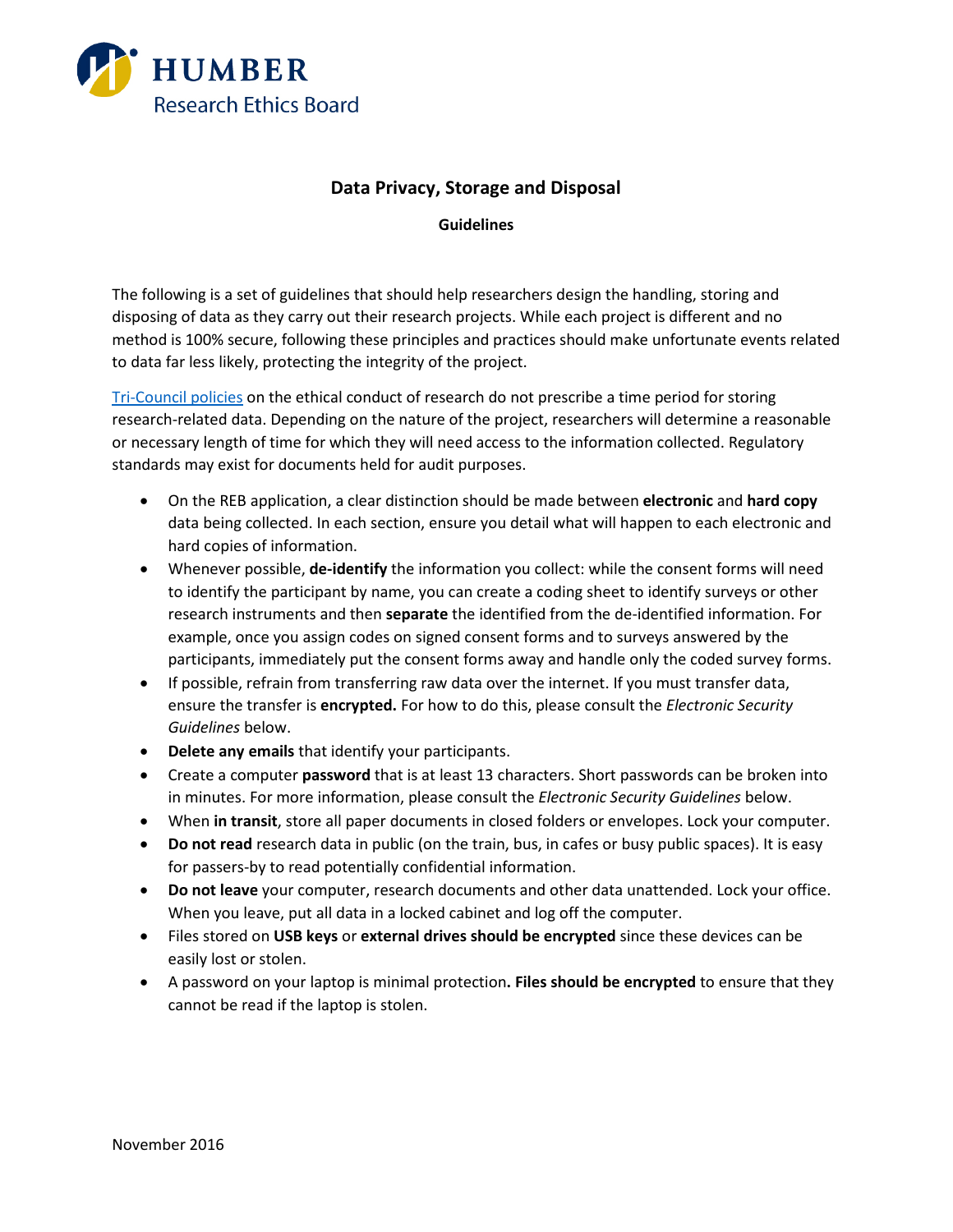HUMBER
Research Ethics Board

# Data Privacy, Storage and Disposal

**Guidelines**

The following is a set of guidelines that should help researchers design the handling, storing and disposing of data as they carry out their research projects. While each project is different and no method is 100% secure, following these principles and practices should make unfortunate events related to data far less likely, protecting the integrity of the project.

Tri-Council policies on the ethical conduct of research do not prescribe a time period for storing research-related data. Depending on the nature of the project, researchers will determine a reasonable or necessary length of time for which they will need access to the information collected. Regulatory standards may exist for documents held for audit purposes.

- On the REB application, a clear distinction should be made between **electronic** and **hard copy** data being collected. In each section, ensure you detail what will happen to each electronic and hard copies of information.
- Whenever possible, **de-identify** the information you collect: while the consent forms will need to identify the participant by name, you can create a coding sheet to identify surveys or other research instruments and then **separate** the identified from the de-identified information. For example, once you assign codes on signed consent forms and to surveys answered by the participants, immediately put the consent forms away and handle only the coded survey forms.
- If possible, refrain from transferring raw data over the internet. If you must transfer data, ensure the transfer is **encrypted.** For how to do this, please consult the *Electronic Security Guidelines* below.
- **Delete any emails** that identify your participants.
- Create a computer **password** that is at least 13 characters. Short passwords can be broken into in minutes. For more information, please consult the *Electronic Security Guidelines* below.
- When **in transit**, store all paper documents in closed folders or envelopes. Lock your computer.
- **Do not read** research data in public (on the train, bus, in cafes or busy public spaces). It is easy for passers-by to read potentially confidential information.
- **Do not leave** your computer, research documents and other data unattended. Lock your office. When you leave, put all data in a locked cabinet and log off the computer.
- Files stored on **USB keys** or **external drives should be encrypted** since these devices can be easily lost or stolen.
- A password on your laptop is minimal protection**. Files should be encrypted** to ensure that they cannot be read if the laptop is stolen.

November 2016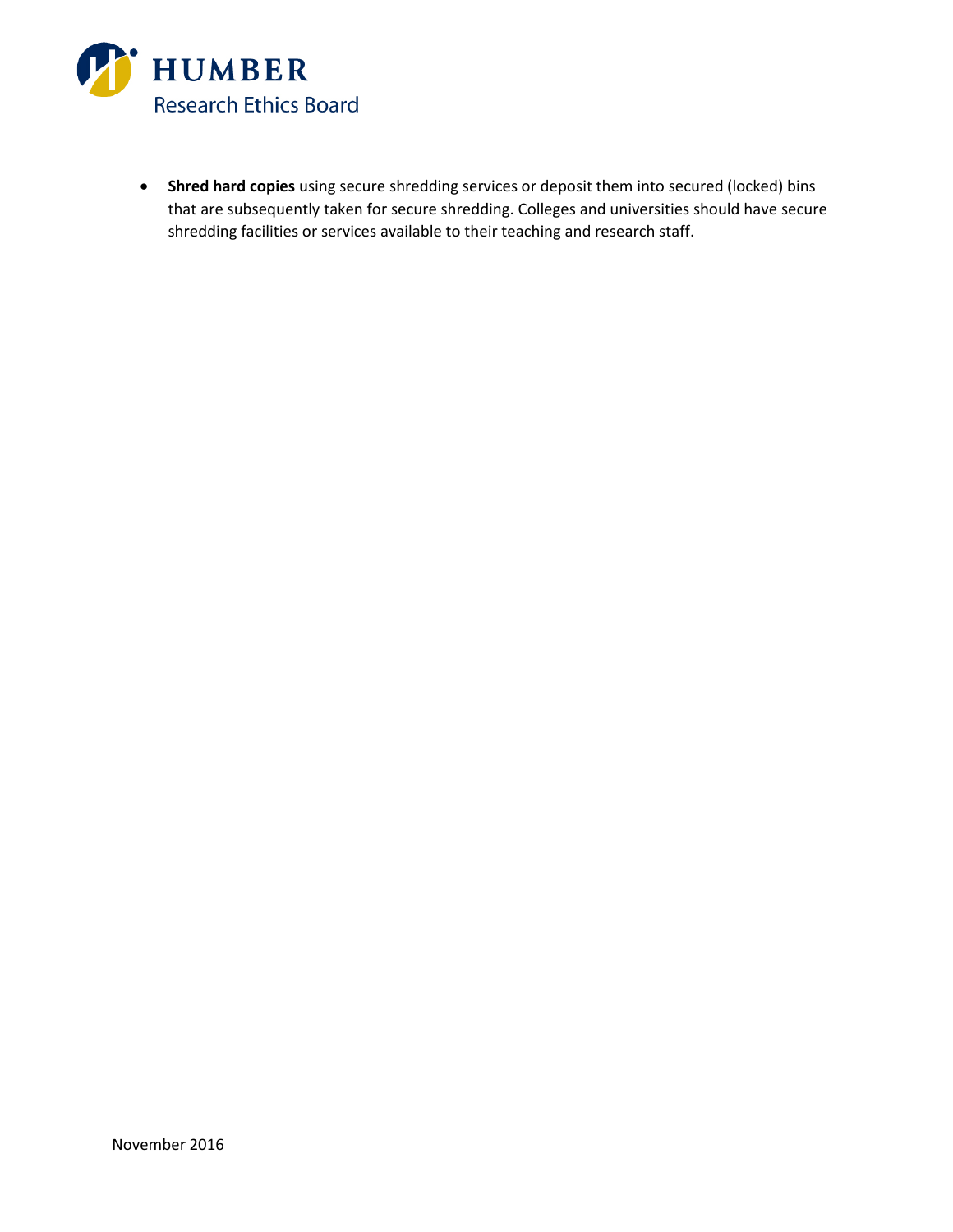- **Shred hard copies** using secure shredding services or deposit them into secured (locked) bins that are subsequently taken for secure shredding. Colleges and universities should have secure shredding facilities or services available to their teaching and research staff.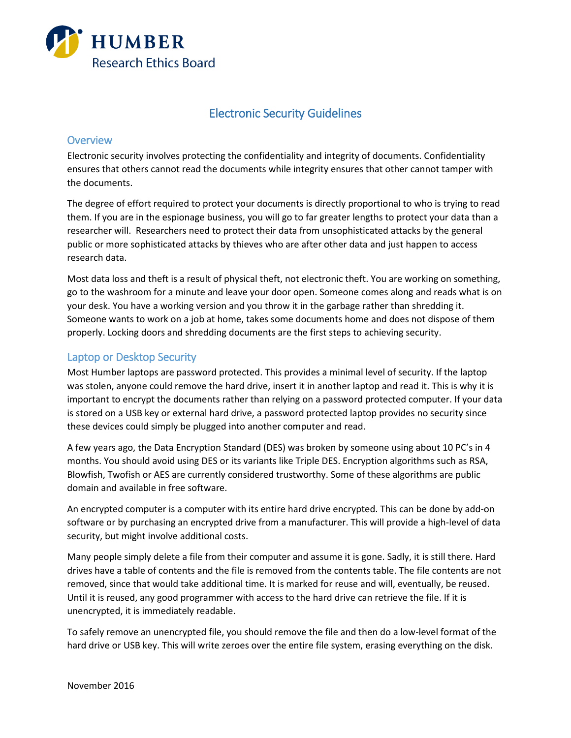# Electronic Security Guidelines

## Overview

Electronic security involves protecting the confidentiality and integrity of documents. Confidentiality ensures that others cannot read the documents while integrity ensures that other cannot tamper with the documents.

The degree of effort required to protect your documents is directly proportional to who is trying to read them. If you are in the espionage business, you will go to far greater lengths to protect your data than a researcher will. Researchers need to protect their data from unsophisticated attacks by the general public or more sophisticated attacks by thieves who are after other data and just happen to access research data.

Most data loss and theft is a result of physical theft, not electronic theft. You are working on something, go to the washroom for a minute and leave your door open. Someone comes along and reads what is on your desk. You have a working version and you throw it in the garbage rather than shredding it. Someone wants to work on a job at home, takes some documents home and does not dispose of them properly. Locking doors and shredding documents are the first steps to achieving security.

## Laptop or Desktop Security

Most Humber laptops are password protected. This provides a minimal level of security. If the laptop was stolen, anyone could remove the hard drive, insert it in another laptop and read it. This is why it is important to encrypt the documents rather than relying on a password protected computer. If your data is stored on a USB key or external hard drive, a password protected laptop provides no security since these devices could simply be plugged into another computer and read.

A few years ago, the Data Encryption Standard (DES) was broken by someone using about 10 PC's in 4 months. You should avoid using DES or its variants like Triple DES. Encryption algorithms such as RSA, Blowfish, Twofish or AES are currently considered trustworthy. Some of these algorithms are public domain and available in free software.

An encrypted computer is a computer with its entire hard drive encrypted. This can be done by add-on software or by purchasing an encrypted drive from a manufacturer. This will provide a high-level of data security, but might involve additional costs.

Many people simply delete a file from their computer and assume it is gone. Sadly, it is still there. Hard drives have a table of contents and the file is removed from the contents table. The file contents are not removed, since that would take additional time. It is marked for reuse and will, eventually, be reused. Until it is reused, any good programmer with access to the hard drive can retrieve the file. If it is unencrypted, it is immediately readable.

To safely remove an unencrypted file, you should remove the file and then do a low-level format of the hard drive or USB key. This will write zeroes over the entire file system, erasing everything on the disk.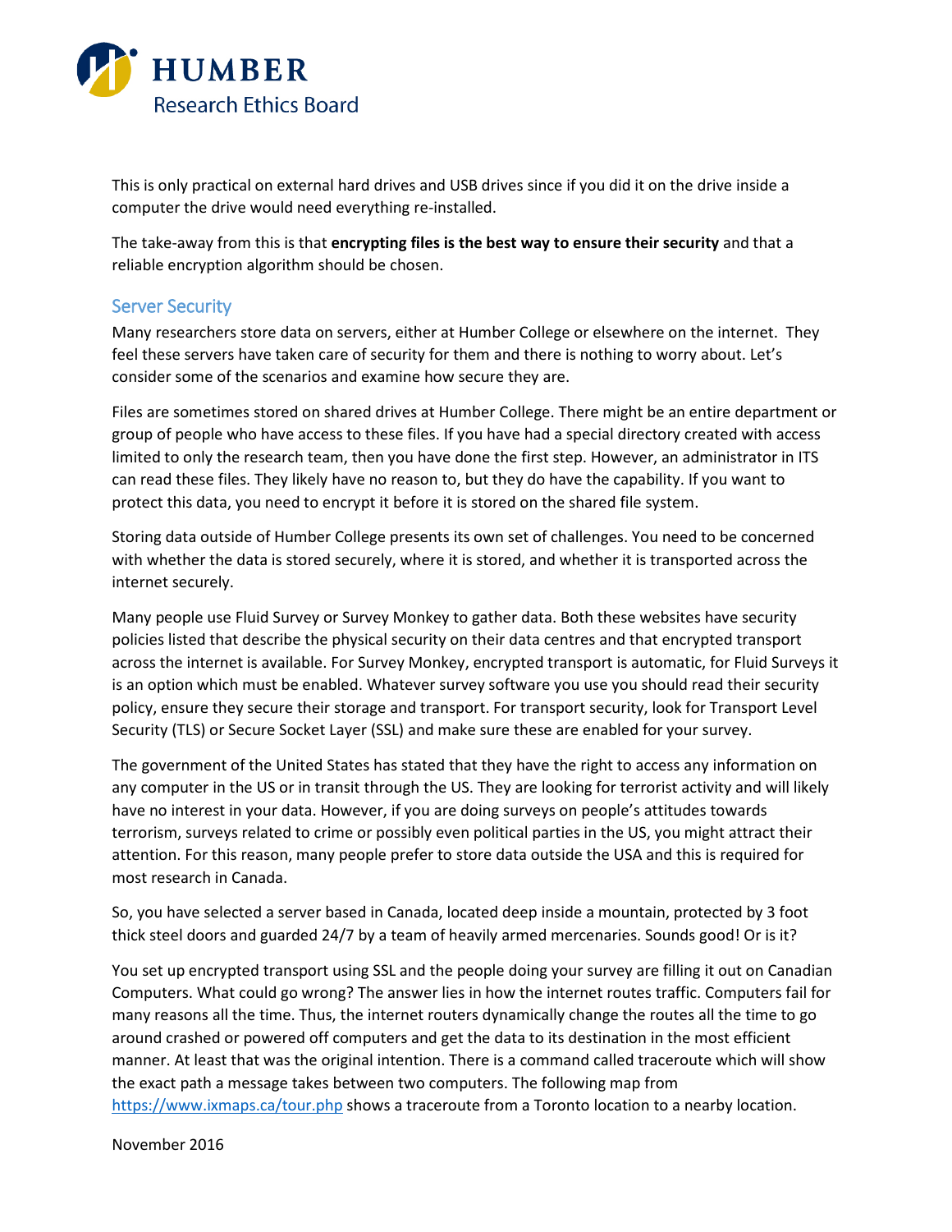This is only practical on external hard drives and USB drives since if you did it on the drive inside a computer the drive would need everything re-installed.

The take-away from this is that **encrypting files is the best way to ensure their security** and that a reliable encryption algorithm should be chosen.

## Server Security

Many researchers store data on servers, either at Humber College or elsewhere on the internet. They feel these servers have taken care of security for them and there is nothing to worry about. Let's consider some of the scenarios and examine how secure they are.

Files are sometimes stored on shared drives at Humber College. There might be an entire department or group of people who have access to these files. If you have had a special directory created with access limited to only the research team, then you have done the first step. However, an administrator in ITS can read these files. They likely have no reason to, but they do have the capability. If you want to protect this data, you need to encrypt it before it is stored on the shared file system.

Storing data outside of Humber College presents its own set of challenges. You need to be concerned with whether the data is stored securely, where it is stored, and whether it is transported across the internet securely.

Many people use Fluid Survey or Survey Monkey to gather data. Both these websites have security policies listed that describe the physical security on their data centres and that encrypted transport across the internet is available. For Survey Monkey, encrypted transport is automatic, for Fluid Surveys it is an option which must be enabled. Whatever survey software you use you should read their security policy, ensure they secure their storage and transport. For transport security, look for Transport Level Security (TLS) or Secure Socket Layer (SSL) and make sure these are enabled for your survey.

The government of the United States has stated that they have the right to access any information on any computer in the US or in transit through the US. They are looking for terrorist activity and will likely have no interest in your data. However, if you are doing surveys on people's attitudes towards terrorism, surveys related to crime or possibly even political parties in the US, you might attract their attention. For this reason, many people prefer to store data outside the USA and this is required for most research in Canada.

So, you have selected a server based in Canada, located deep inside a mountain, protected by 3 foot thick steel doors and guarded 24/7 by a team of heavily armed mercenaries. Sounds good! Or is it?

You set up encrypted transport using SSL and the people doing your survey are filling it out on Canadian Computers. What could go wrong? The answer lies in how the internet routes traffic. Computers fail for many reasons all the time. Thus, the internet routers dynamically change the routes all the time to go around crashed or powered off computers and get the data to its destination in the most efficient manner. At least that was the original intention. There is a command called traceroute which will show the exact path a message takes between two computers. The following map from [https://www.ixmaps.ca/tour.php](https://www.ixmaps.ca/tour.php) shows a traceroute from a Toronto location to a nearby location.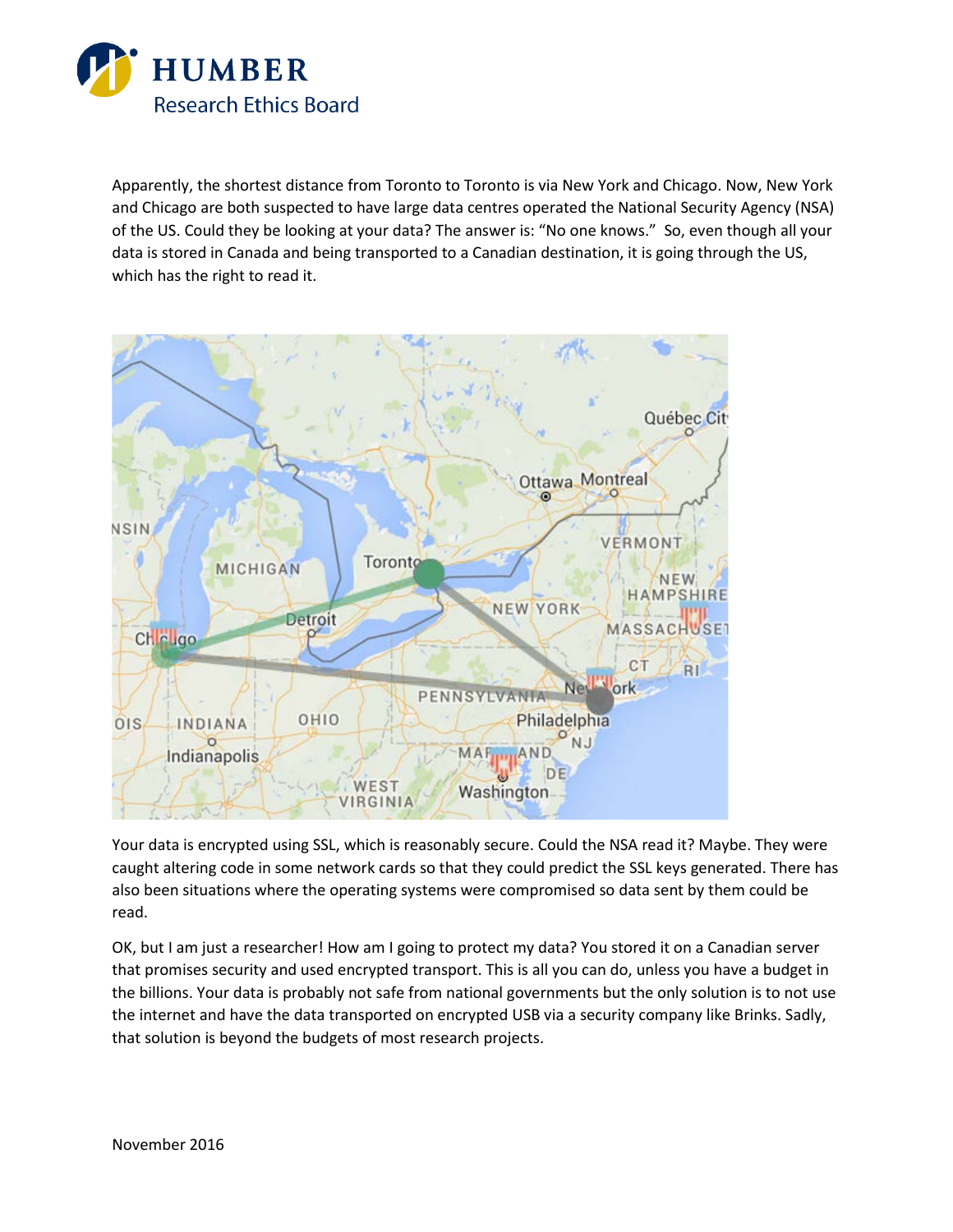Apparently, the shortest distance from Toronto to Toronto is via New York and Chicago. Now, New York and Chicago are both suspected to have large data centres operated the National Security Agency (NSA) of the US. Could they be looking at your data? The answer is: "No one knows." So, even though all your data is stored in Canada and being transported to a Canadian destination, it is going through the US, which has the right to read it.

Your data is encrypted using SSL, which is reasonably secure. Could the NSA read it? Maybe. They were caught altering code in some network cards so that they could predict the SSL keys generated. There has also been situations where the operating systems were compromised so data sent by them could be read.

OK, but I am just a researcher! How am I going to protect my data? You stored it on a Canadian server that promises security and used encrypted transport. This is all you can do, unless you have a budget in the billions. Your data is probably not safe from national governments but the only solution is to not use the internet and have the data transported on encrypted USB via a security company like Brinks. Sadly, that solution is beyond the budgets of most research projects.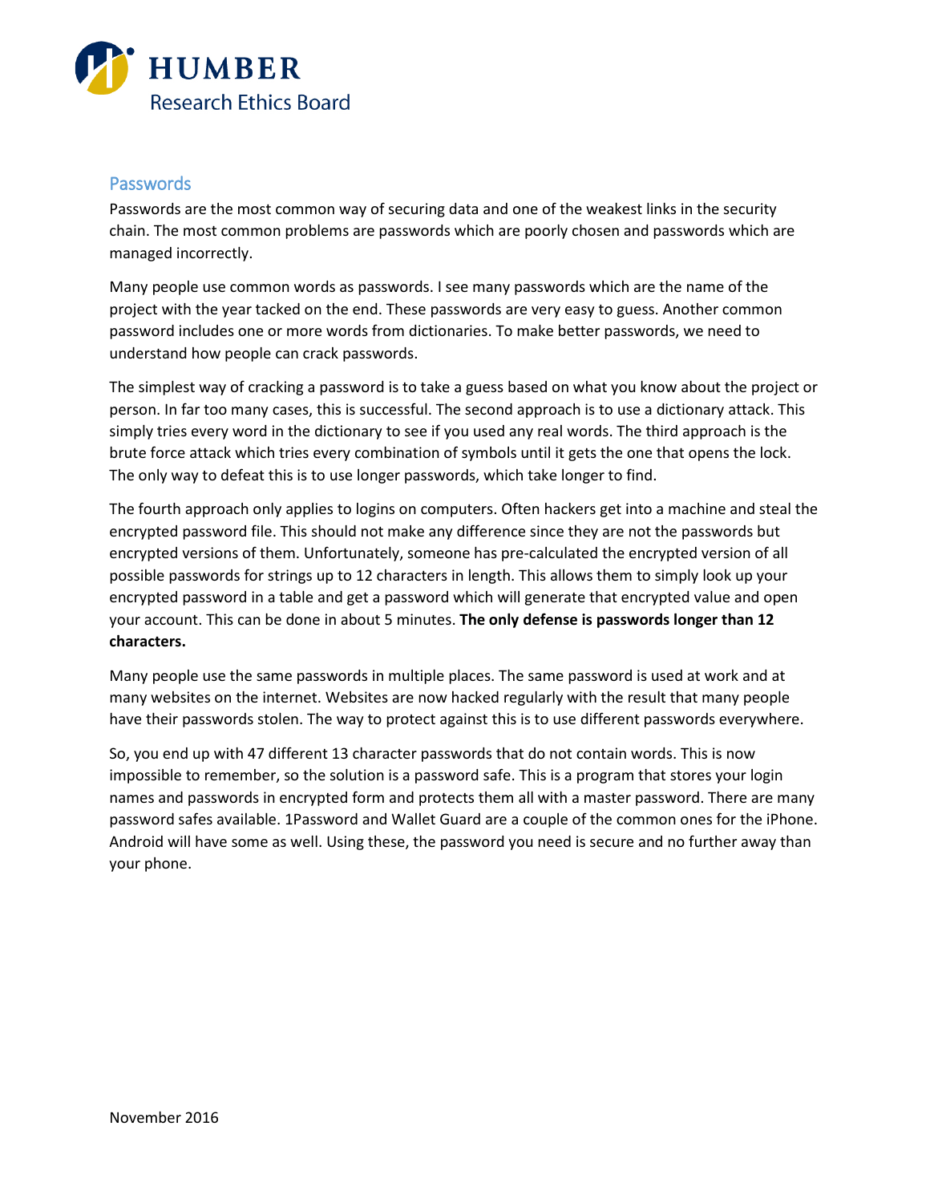## Passwords

Passwords are the most common way of securing data and one of the weakest links in the security chain. The most common problems are passwords which are poorly chosen and passwords which are managed incorrectly.

Many people use common words as passwords. I see many passwords which are the name of the project with the year tacked on the end. These passwords are very easy to guess. Another common password includes one or more words from dictionaries. To make better passwords, we need to understand how people can crack passwords.

The simplest way of cracking a password is to take a guess based on what you know about the project or person. In far too many cases, this is successful. The second approach is to use a dictionary attack. This simply tries every word in the dictionary to see if you used any real words. The third approach is the brute force attack which tries every combination of symbols until it gets the one that opens the lock. The only way to defeat this is to use longer passwords, which take longer to find.

The fourth approach only applies to logins on computers. Often hackers get into a machine and steal the encrypted password file. This should not make any difference since they are not the passwords but encrypted versions of them. Unfortunately, someone has pre-calculated the encrypted version of all possible passwords for strings up to 12 characters in length. This allows them to simply look up your encrypted password in a table and get a password which will generate that encrypted value and open your account. This can be done in about 5 minutes. **The only defense is passwords longer than 12 characters.**

Many people use the same passwords in multiple places. The same password is used at work and at many websites on the internet. Websites are now hacked regularly with the result that many people have their passwords stolen. The way to protect against this is to use different passwords everywhere.

So, you end up with 47 different 13 character passwords that do not contain words. This is now impossible to remember, so the solution is a password safe. This is a program that stores your login names and passwords in encrypted form and protects them all with a master password. There are many password safes available. 1Password and Wallet Guard are a couple of the common ones for the iPhone. Android will have some as well. Using these, the password you need is secure and no further away than your phone.

November 2016